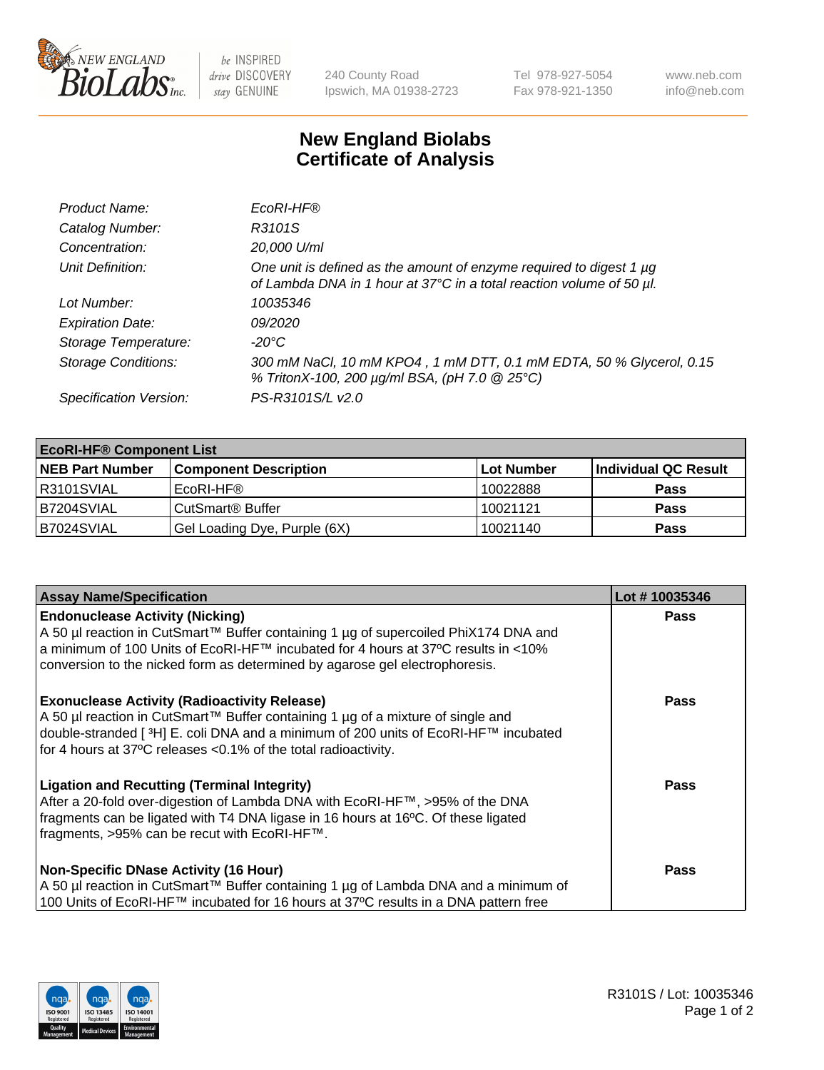# New England Biolabs Certificate of Analysis

| | |
|---|---|
| *Product Name:* | *EcoRI-HF®* |
| *Catalog Number:* | *R3101S* |
| *Concentration:* | *20,000 U/ml* |
| *Unit Definition:* | *One unit is defined as the amount of enzyme required to digest 1 µg of Lambda DNA in 1 hour at 37°C in a total reaction volume of 50 µl.* |
| *Lot Number:* | *10035346* |
| *Expiration Date:* | *09/2020* |
| *Storage Temperature:* | *-20°C* |
| *Storage Conditions:* | *300 mM NaCl, 10 mM KPO4 , 1 mM DTT, 0.1 mM EDTA, 50 % Glycerol, 0.15 % TritonX-100, 200 µg/ml BSA, (pH 7.0 @ 25°C)* |
| *Specification Version:* | *PS-R3101S/L v2.0* |

| EcoRI-HF® Component List | | | |
|---|---|---|---|
| **NEB Part Number** | **Component Description** | **Lot Number** | **Individual QC Result** |
| R3101SVIAL | EcoRI-HF® | 10022888 | **Pass** |
| B7204SVIAL | CutSmart® Buffer | 10021121 | **Pass** |
| B7024SVIAL | Gel Loading Dye, Purple (6X) | 10021140 | **Pass** |

| Assay Name/Specification | Lot # 10035346 |
|---|---|
| **Endonuclease Activity (Nicking)** A 50 µl reaction in CutSmart™ Buffer containing 1 µg of supercoiled PhiX174 DNA and a minimum of 100 Units of EcoRI-HF™ incubated for 4 hours at 37ºC results in <10% conversion to the nicked form as determined by agarose gel electrophoresis. | **Pass** |
| **Exonuclease Activity (Radioactivity Release)** A 50 µl reaction in CutSmart™ Buffer containing 1 µg of a mixture of single and double-stranded [ $^3$H] E. coli DNA and a minimum of 200 units of EcoRI-HF™ incubated for 4 hours at 37ºC releases <0.1% of the total radioactivity. | **Pass** |
| **Ligation and Recutting (Terminal Integrity)** After a 20-fold over-digestion of Lambda DNA with EcoRI-HF™, >95% of the DNA fragments can be ligated with T4 DNA ligase in 16 hours at 16ºC. Of these ligated fragments, >95% can be recut with EcoRI-HF™. | **Pass** |
| **Non-Specific DNase Activity (16 Hour)** A 50 µl reaction in CutSmart™ Buffer containing 1 µg of Lambda DNA and a minimum of 100 Units of EcoRI-HF™ incubated for 16 hours at 37ºC results in a DNA pattern free | **Pass** |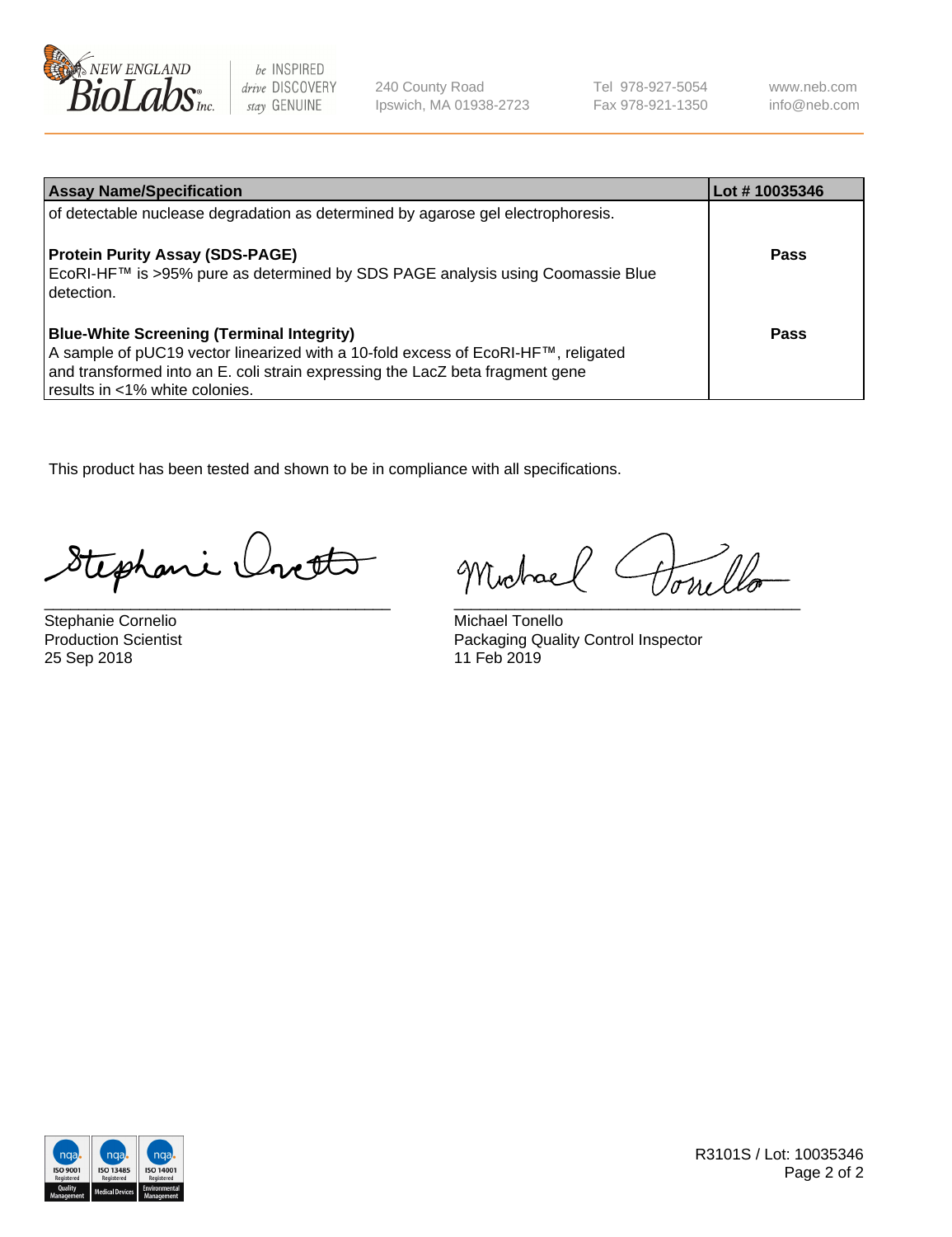| Assay Name/Specification | Lot # 10035346 |
|---|---|
| of detectable nuclease degradation as determined by agarose gel electrophoresis. | |
| **Protein Purity Assay (SDS-PAGE)**<br>EcoRI-HF™ is >95% pure as determined by SDS PAGE analysis using Coomassie Blue detection. | **Pass** |
| **Blue-White Screening (Terminal Integrity)**<br>A sample of pUC19 vector linearized with a 10-fold excess of EcoRI-HF™, religated and transformed into an E. coli strain expressing the LacZ beta fragment gene results in <1% white colonies. | **Pass** |

This product has been tested and shown to be in compliance with all specifications.

Stephanie Cornelio
Production Scientist
25 Sep 2018

Michael Tonello
Packaging Quality Control Inspector
11 Feb 2019

R3101S / Lot: 10035346